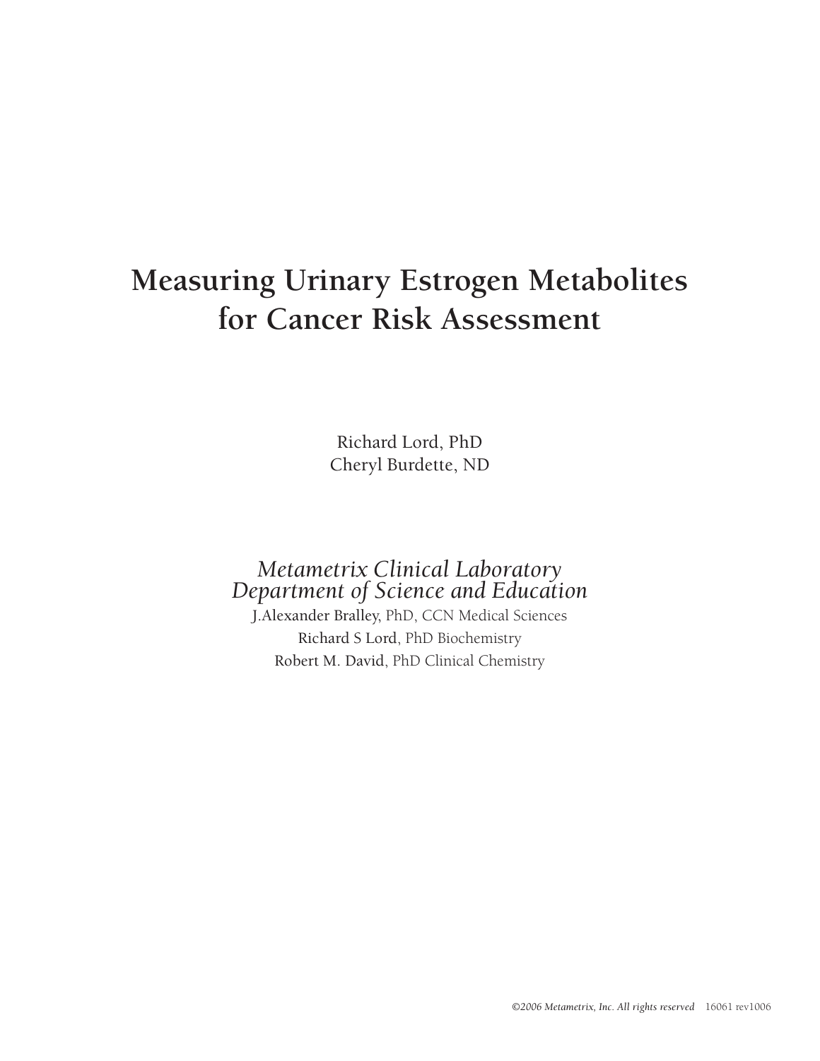# Measuring Urinary Estrogen Metabolites for Cancer Risk Assessment

Richard Lord, PhD
Cheryl Burdette, ND

*Metametrix Clinical Laboratory*
*Department of Science and Education*

J.Alexander Bralley, PhD, CCN Medical Sciences
Richard S Lord, PhD Biochemistry
Robert M. David, PhD Clinical Chemistry

*©2006 Metametrix, Inc. All rights reserved* 16061 rev1006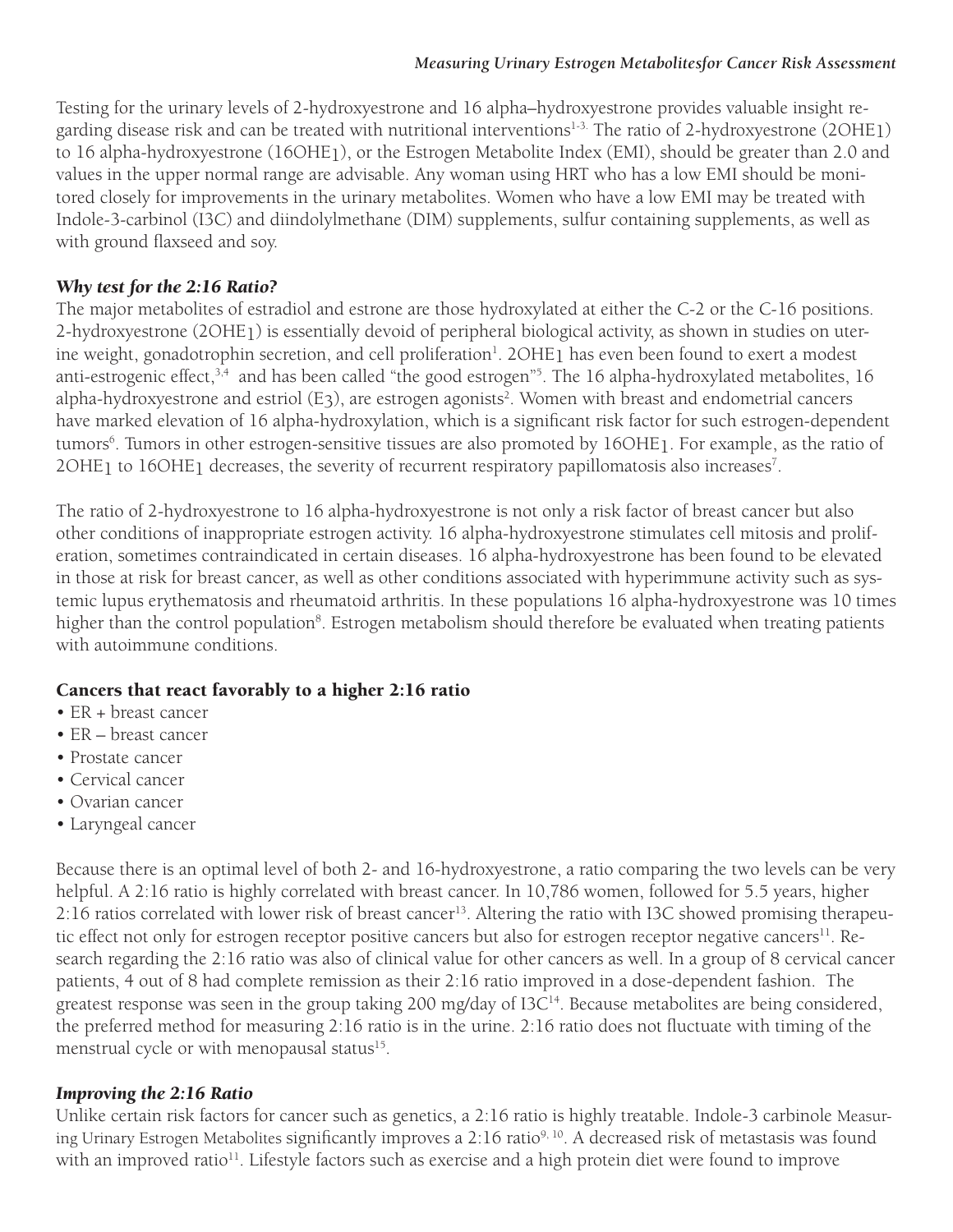Testing for the urinary levels of 2-hydroxyestrone and 16 alpha–hydroxyestrone provides valuable insight regarding disease risk and can be treated with nutritional interventions[1-3]. The ratio of 2-hydroxyestrone (2OHE1) to 16 alpha-hydroxyestrone (16OHE1), or the Estrogen Metabolite Index (EMI), should be greater than 2.0 and values in the upper normal range are advisable. Any woman using HRT who has a low EMI should be monitored closely for improvements in the urinary metabolites. Women who have a low EMI may be treated with Indole-3-carbinol (I3C) and diindolylmethane (DIM) supplements, sulfur containing supplements, as well as with ground flaxseed and soy.

### *Why test for the 2:16 Ratio?*

The major metabolites of estradiol and estrone are those hydroxylated at either the C-2 or the C-16 positions. 2-hydroxyestrone (2OHE1) is essentially devoid of peripheral biological activity, as shown in studies on uterine weight, gonadotrophin secretion, and cell proliferation[1]. 2OHE1 has even been found to exert a modest anti-estrogenic effect,[3,4] and has been called "the good estrogen"[5]. The 16 alpha-hydroxylated metabolites, 16 alpha-hydroxyestrone and estriol (E3), are estrogen agonists[2]. Women with breast and endometrial cancers have marked elevation of 16 alpha-hydroxylation, which is a significant risk factor for such estrogen-dependent tumors[6]. Tumors in other estrogen-sensitive tissues are also promoted by 16OHE1. For example, as the ratio of 2OHE1 to 16OHE1 decreases, the severity of recurrent respiratory papillomatosis also increases[7].

The ratio of 2-hydroxyestrone to 16 alpha-hydroxyestrone is not only a risk factor of breast cancer but also other conditions of inappropriate estrogen activity. 16 alpha-hydroxyestrone stimulates cell mitosis and proliferation, sometimes contraindicated in certain diseases. 16 alpha-hydroxyestrone has been found to be elevated in those at risk for breast cancer, as well as other conditions associated with hyperimmune activity such as systemic lupus erythematosis and rheumatoid arthritis. In these populations 16 alpha-hydroxyestrone was 10 times higher than the control population[8]. Estrogen metabolism should therefore be evaluated when treating patients with autoimmune conditions.

### **Cancers that react favorably to a higher 2:16 ratio**

- ER + breast cancer
- ER – breast cancer
- Prostate cancer
- Cervical cancer
- Ovarian cancer
- Laryngeal cancer

Because there is an optimal level of both 2- and 16-hydroxyestrone, a ratio comparing the two levels can be very helpful. A 2:16 ratio is highly correlated with breast cancer. In 10,786 women, followed for 5.5 years, higher 2:16 ratios correlated with lower risk of breast cancer[13]. Altering the ratio with I3C showed promising therapeutic effect not only for estrogen receptor positive cancers but also for estrogen receptor negative cancers[11]. Research regarding the 2:16 ratio was also of clinical value for other cancers as well. In a group of 8 cervical cancer patients, 4 out of 8 had complete remission as their 2:16 ratio improved in a dose-dependent fashion. The greatest response was seen in the group taking 200 mg/day of I3C[14]. Because metabolites are being considered, the preferred method for measuring 2:16 ratio is in the urine. 2:16 ratio does not fluctuate with timing of the menstrual cycle or with menopausal status[15].

### *Improving the 2:16 Ratio*

Unlike certain risk factors for cancer such as genetics, a 2:16 ratio is highly treatable. Indole-3 carbinole Measuring Urinary Estrogen Metabolites significantly improves a 2:16 ratio[9, 10]. A decreased risk of metastasis was found with an improved ratio[11]. Lifestyle factors such as exercise and a high protein diet were found to improve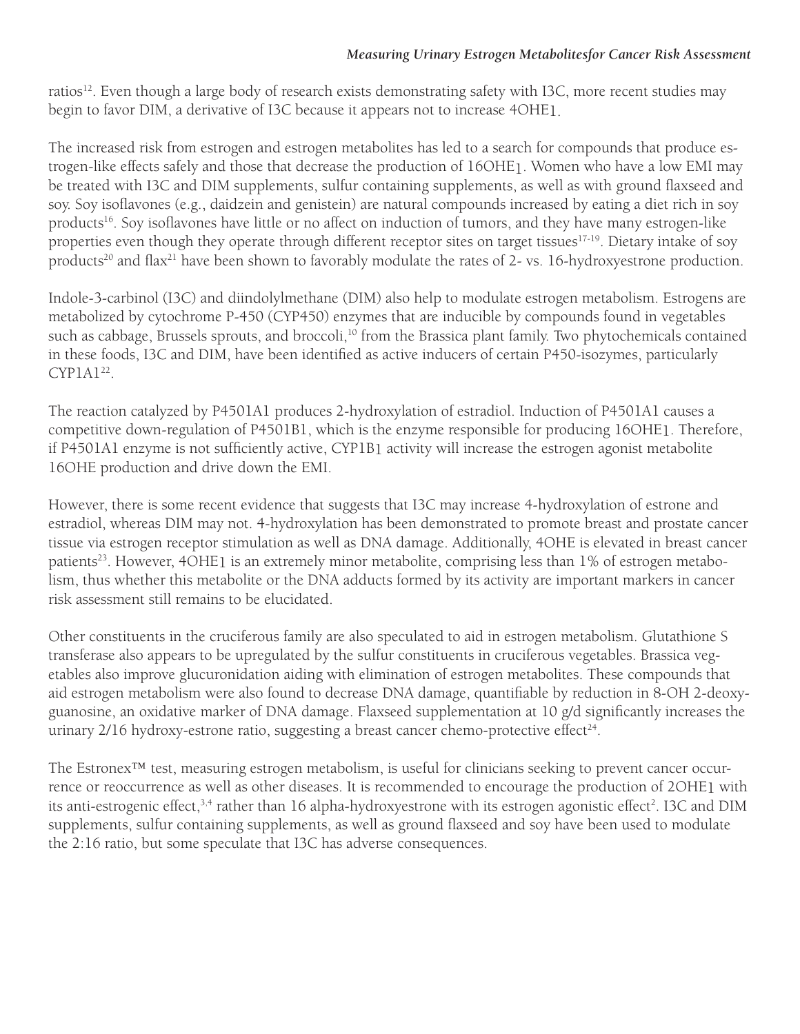ratios[12]. Even though a large body of research exists demonstrating safety with I3C, more recent studies may begin to favor DIM, a derivative of I3C because it appears not to increase 4OHE1.

The increased risk from estrogen and estrogen metabolites has led to a search for compounds that produce estrogen-like effects safely and those that decrease the production of 16OHE1. Women who have a low EMI may be treated with I3C and DIM supplements, sulfur containing supplements, as well as with ground flaxseed and soy. Soy isoflavones (e.g., daidzein and genistein) are natural compounds increased by eating a diet rich in soy products[16]. Soy isoflavones have little or no affect on induction of tumors, and they have many estrogen-like properties even though they operate through different receptor sites on target tissues[17-19]. Dietary intake of soy products[20] and flax[21] have been shown to favorably modulate the rates of 2- vs. 16-hydroxyestrone production.

Indole-3-carbinol (I3C) and diindolylmethane (DIM) also help to modulate estrogen metabolism. Estrogens are metabolized by cytochrome P-450 (CYP450) enzymes that are inducible by compounds found in vegetables such as cabbage, Brussels sprouts, and broccoli,[10] from the Brassica plant family. Two phytochemicals contained in these foods, I3C and DIM, have been identified as active inducers of certain P450-isozymes, particularly CYP1A1[22].

The reaction catalyzed by P4501A1 produces 2-hydroxylation of estradiol. Induction of P4501A1 causes a competitive down-regulation of P4501B1, which is the enzyme responsible for producing 16OHE1. Therefore, if P4501A1 enzyme is not sufficiently active, CYP1B1 activity will increase the estrogen agonist metabolite 16OHE production and drive down the EMI.

However, there is some recent evidence that suggests that I3C may increase 4-hydroxylation of estrone and estradiol, whereas DIM may not. 4-hydroxylation has been demonstrated to promote breast and prostate cancer tissue via estrogen receptor stimulation as well as DNA damage. Additionally, 4OHE is elevated in breast cancer patients[23]. However, 4OHE1 is an extremely minor metabolite, comprising less than 1% of estrogen metabolism, thus whether this metabolite or the DNA adducts formed by its activity are important markers in cancer risk assessment still remains to be elucidated.

Other constituents in the cruciferous family are also speculated to aid in estrogen metabolism. Glutathione S transferase also appears to be upregulated by the sulfur constituents in cruciferous vegetables. Brassica vegetables also improve glucuronidation aiding with elimination of estrogen metabolites. These compounds that aid estrogen metabolism were also found to decrease DNA damage, quantifiable by reduction in 8-OH 2-deoxyguanosine, an oxidative marker of DNA damage. Flaxseed supplementation at 10 g/d significantly increases the urinary 2/16 hydroxy-estrone ratio, suggesting a breast cancer chemo-protective effect[24].

The Estronex™ test, measuring estrogen metabolism, is useful for clinicians seeking to prevent cancer occurrence or reoccurrence as well as other diseases. It is recommended to encourage the production of 2OHE1 with its anti-estrogenic effect,[3,4] rather than 16 alpha-hydroxyestrone with its estrogen agonistic effect[2]. I3C and DIM supplements, sulfur containing supplements, as well as ground flaxseed and soy have been used to modulate the 2:16 ratio, but some speculate that I3C has adverse consequences.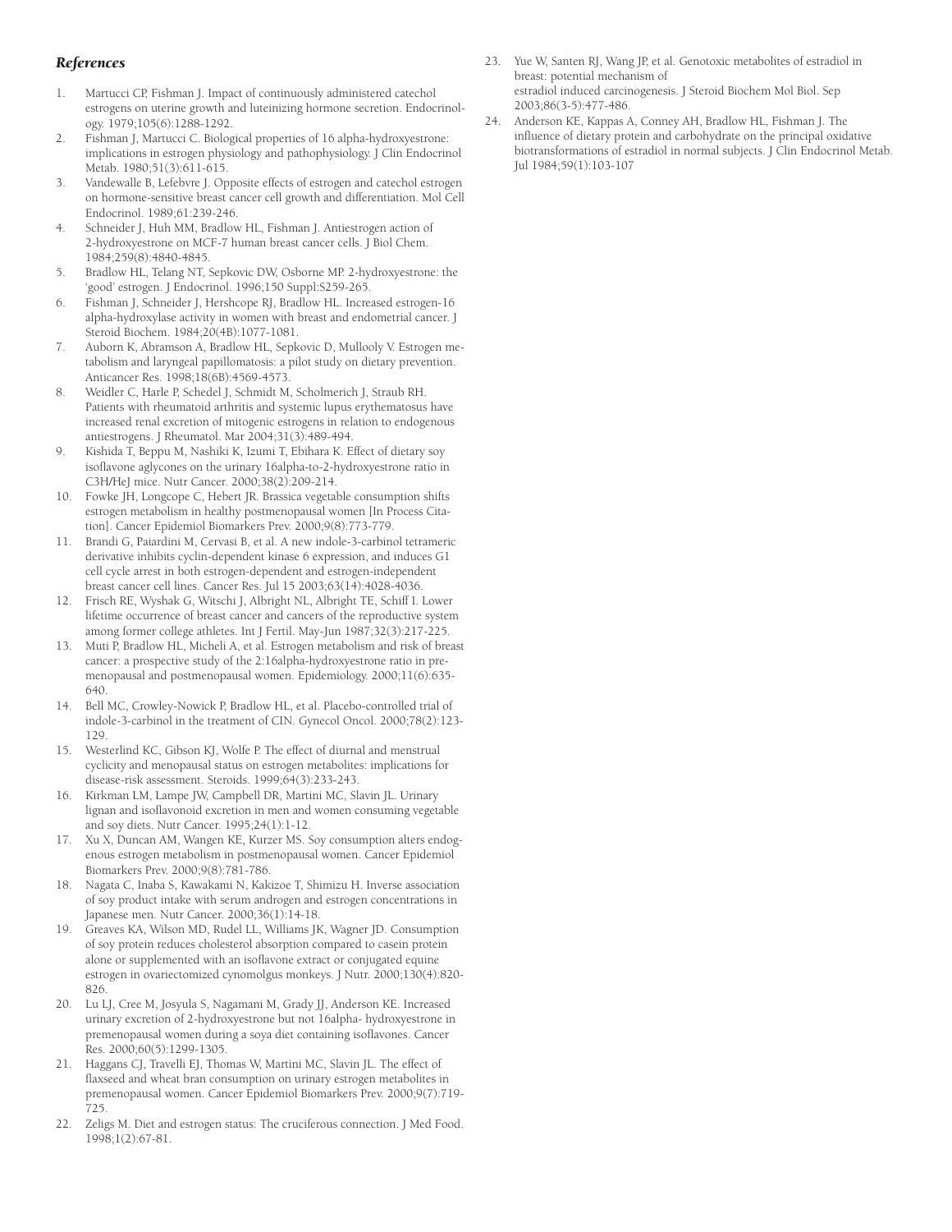## *References*

1. Martucci CP, Fishman J. Impact of continuously administered catechol estrogens on uterine growth and luteinizing hormone secretion. Endocrinology. 1979;105(6):1288-1292.
2. Fishman J, Martucci C. Biological properties of 16 alpha-hydroxyestrone: implications in estrogen physiology and pathophysiology. J Clin Endocrinol Metab. 1980;51(3):611-615.
3. Vandewalle B, Lefebvre J. Opposite effects of estrogen and catechol estrogen on hormone-sensitive breast cancer cell growth and differentiation. Mol Cell Endocrinol. 1989;61:239-246.
4. Schneider J, Huh MM, Bradlow HL, Fishman J. Antiestrogen action of 2-hydroxyestrone on MCF-7 human breast cancer cells. J Biol Chem. 1984;259(8):4840-4845.
5. Bradlow HL, Telang NT, Sepkovic DW, Osborne MP. 2-hydroxyestrone: the 'good' estrogen. J Endocrinol. 1996;150 Suppl:S259-265.
6. Fishman J, Schneider J, Hershcope RJ, Bradlow HL. Increased estrogen-16 alpha-hydroxylase activity in women with breast and endometrial cancer. J Steroid Biochem. 1984;20(4B):1077-1081.
7. Auborn K, Abramson A, Bradlow HL, Sepkovic D, Mullooly V. Estrogen metabolism and laryngeal papillomatosis: a pilot study on dietary prevention. Anticancer Res. 1998;18(6B):4569-4573.
8. Weidler C, Harle P, Schedel J, Schmidt M, Scholmerich J, Straub RH. Patients with rheumatoid arthritis and systemic lupus erythematosus have increased renal excretion of mitogenic estrogens in relation to endogenous antiestrogens. J Rheumatol. Mar 2004;31(3):489-494.
9. Kishida T, Beppu M, Nashiki K, Izumi T, Ebihara K. Effect of dietary soy isoflavone aglycones on the urinary 16alpha-to-2-hydroxyestrone ratio in C3H/HeJ mice. Nutr Cancer. 2000;38(2):209-214.
10. Fowke JH, Longcope C, Hebert JR. Brassica vegetable consumption shifts estrogen metabolism in healthy postmenopausal women [In Process Citation]. Cancer Epidemiol Biomarkers Prev. 2000;9(8):773-779.
11. Brandi G, Paiardini M, Cervasi B, et al. A new indole-3-carbinol tetrameric derivative inhibits cyclin-dependent kinase 6 expression, and induces G1 cell cycle arrest in both estrogen-dependent and estrogen-independent breast cancer cell lines. Cancer Res. Jul 15 2003;63(14):4028-4036.
12. Frisch RE, Wyshak G, Witschi J, Albright NL, Albright TE, Schiff I. Lower lifetime occurrence of breast cancer and cancers of the reproductive system among former college athletes. Int J Fertil. May-Jun 1987;32(3):217-225.
13. Muti P, Bradlow HL, Micheli A, et al. Estrogen metabolism and risk of breast cancer: a prospective study of the 2:16alpha-hydroxyestrone ratio in premenopausal and postmenopausal women. Epidemiology. 2000;11(6):635-640.
14. Bell MC, Crowley-Nowick P, Bradlow HL, et al. Placebo-controlled trial of indole-3-carbinol in the treatment of CIN. Gynecol Oncol. 2000;78(2):123-129.
15. Westerlind KC, Gibson KJ, Wolfe P. The effect of diurnal and menstrual cyclicity and menopausal status on estrogen metabolites: implications for disease-risk assessment. Steroids. 1999;64(3):233-243.
16. Kirkman LM, Lampe JW, Campbell DR, Martini MC, Slavin JL. Urinary lignan and isoflavonoid excretion in men and women consuming vegetable and soy diets. Nutr Cancer. 1995;24(1):1-12.
17. Xu X, Duncan AM, Wangen KE, Kurzer MS. Soy consumption alters endogenous estrogen metabolism in postmenopausal women. Cancer Epidemiol Biomarkers Prev. 2000;9(8):781-786.
18. Nagata C, Inaba S, Kawakami N, Kakizoe T, Shimizu H. Inverse association of soy product intake with serum androgen and estrogen concentrations in Japanese men. Nutr Cancer. 2000;36(1):14-18.
19. Greaves KA, Wilson MD, Rudel LL, Williams JK, Wagner JD. Consumption of soy protein reduces cholesterol absorption compared to casein protein alone or supplemented with an isoflavone extract or conjugated equine estrogen in ovariectomized cynomolgus monkeys. J Nutr. 2000;130(4):820-826.
20. Lu LJ, Cree M, Josyula S, Nagamani M, Grady JJ, Anderson KE. Increased urinary excretion of 2-hydroxyestrone but not 16alpha- hydroxyestrone in premenopausal women during a soya diet containing isoflavones. Cancer Res. 2000;60(5):1299-1305.
21. Haggans CJ, Travelli EJ, Thomas W, Martini MC, Slavin JL. The effect of flaxseed and wheat bran consumption on urinary estrogen metabolites in premenopausal women. Cancer Epidemiol Biomarkers Prev. 2000;9(7):719-725.
22. Zeligs M. Diet and estrogen status: The cruciferous connection. J Med Food. 1998;1(2):67-81.
23. Yue W, Santen RJ, Wang JP, et al. Genotoxic metabolites of estradiol in breast: potential mechanism of estradiol induced carcinogenesis. J Steroid Biochem Mol Biol. Sep 2003;86(3-5):477-486.
24. Anderson KE, Kappas A, Conney AH, Bradlow HL, Fishman J. The influence of dietary protein and carbohydrate on the principal oxidative biotransformations of estradiol in normal subjects. J Clin Endocrinol Metab. Jul 1984;59(1):103-107